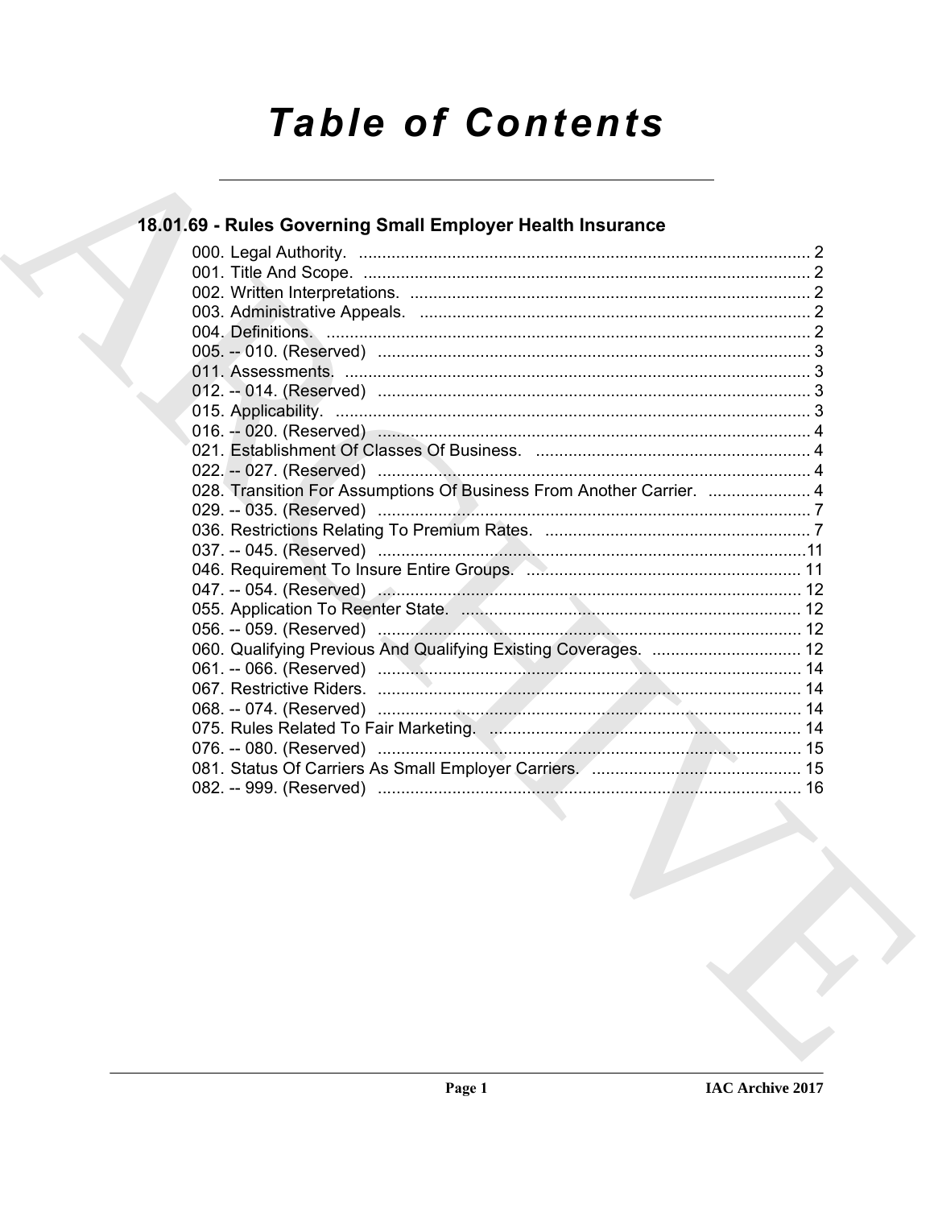# Table of Contents

## 18.01.69 - Rules Governing Small Employer Health Insurance

000. Legal Authority. ........................................................................................ 2
001. Title And Scope. ........................................................................................ 2
002. Written Interpretations. ........................................................................................ 2
003. Administrative Appeals. ........................................................................................ 2
004. Definitions. ........................................................................................ 2
005. -- 010. (Reserved) ........................................................................................ 3
011. Assessments. ........................................................................................ 3
012. -- 014. (Reserved) ........................................................................................ 3
015. Applicability. ........................................................................................ 3
016. -- 020. (Reserved) ........................................................................................ 4
021. Establishment Of Classes Of Business. ........................................................................................ 4
022. -- 027. (Reserved) ........................................................................................ 4
028. Transition For Assumptions Of Business From Another Carrier. ........................................................................................ 4
029. -- 035. (Reserved) ........................................................................................ 7
036. Restrictions Relating To Premium Rates. ........................................................................................ 7
037. -- 045. (Reserved) ........................................................................................ 11
046. Requirement To Insure Entire Groups. ........................................................................................ 11
047. -- 054. (Reserved) ........................................................................................ 12
055. Application To Reenter State. ........................................................................................ 12
056. -- 059. (Reserved) ........................................................................................ 12
060. Qualifying Previous And Qualifying Existing Coverages. ........................................................................................ 12
061. -- 066. (Reserved) ........................................................................................ 14
067. Restrictive Riders. ........................................................................................ 14
068. -- 074. (Reserved) ........................................................................................ 14
075. Rules Related To Fair Marketing. ........................................................................................ 14
076. -- 080. (Reserved) ........................................................................................ 15
081. Status Of Carriers As Small Employer Carriers. ........................................................................................ 15
082. -- 999. (Reserved) ........................................................................................ 16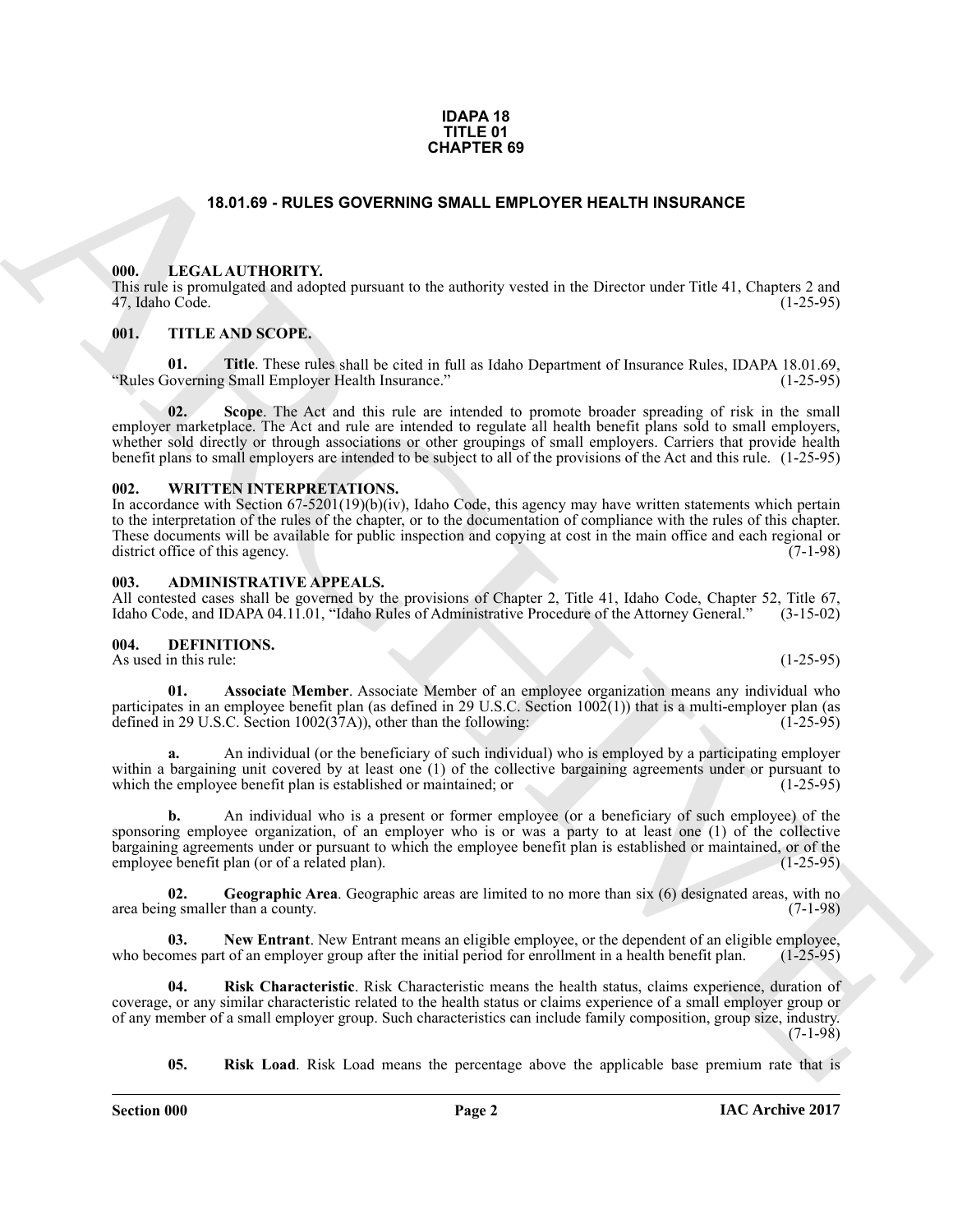**IDAPA 18**
**TITLE 01**
**CHAPTER 69**

## 18.01.69 - RULES GOVERNING SMALL EMPLOYER HEALTH INSURANCE

### 000. LEGAL AUTHORITY.

This rule is promulgated and adopted pursuant to the authority vested in the Director under Title 41, Chapters 2 and 47, Idaho Code. (1-25-95)

### 001. TITLE AND SCOPE.

**01. Title**. These rules shall be cited in full as Idaho Department of Insurance Rules, IDAPA 18.01.69, "Rules Governing Small Employer Health Insurance." (1-25-95)

**02. Scope**. The Act and this rule are intended to promote broader spreading of risk in the small employer marketplace. The Act and rule are intended to regulate all health benefit plans sold to small employers, whether sold directly or through associations or other groupings of small employers. Carriers that provide health benefit plans to small employers are intended to be subject to all of the provisions of the Act and this rule. (1-25-95)

### 002. WRITTEN INTERPRETATIONS.

In accordance with Section 67-5201(19)(b)(iv), Idaho Code, this agency may have written statements which pertain to the interpretation of the rules of the chapter, or to the documentation of compliance with the rules of this chapter. These documents will be available for public inspection and copying at cost in the main office and each regional or district office of this agency. (7-1-98)

### 003. ADMINISTRATIVE APPEALS.

All contested cases shall be governed by the provisions of Chapter 2, Title 41, Idaho Code, Chapter 52, Title 67, Idaho Code, and IDAPA 04.11.01, "Idaho Rules of Administrative Procedure of the Attorney General." (3-15-02)

### 004. DEFINITIONS.

As used in this rule: (1-25-95)

**01. Associate Member**. Associate Member of an employee organization means any individual who participates in an employee benefit plan (as defined in 29 U.S.C. Section 1002(1)) that is a multi-employer plan (as defined in 29 U.S.C. Section 1002(37A)), other than the following: (1-25-95)

**a.** An individual (or the beneficiary of such individual) who is employed by a participating employer within a bargaining unit covered by at least one (1) of the collective bargaining agreements under or pursuant to which the employee benefit plan is established or maintained; or (1-25-95)

**b.** An individual who is a present or former employee (or a beneficiary of such employee) of the sponsoring employee organization, of an employer who is or was a party to at least one (1) of the collective bargaining agreements under or pursuant to which the employee benefit plan is established or maintained, or of the employee benefit plan (or of a related plan). (1-25-95)

**02. Geographic Area**. Geographic areas are limited to no more than six (6) designated areas, with no area being smaller than a county. (7-1-98)

**03. New Entrant**. New Entrant means an eligible employee, or the dependent of an eligible employee, who becomes part of an employer group after the initial period for enrollment in a health benefit plan. (1-25-95)

**04. Risk Characteristic**. Risk Characteristic means the health status, claims experience, duration of coverage, or any similar characteristic related to the health status or claims experience of a small employer group or of any member of a small employer group. Such characteristics can include family composition, group size, industry. (7-1-98)

**05. Risk Load**. Risk Load means the percentage above the applicable base premium rate that is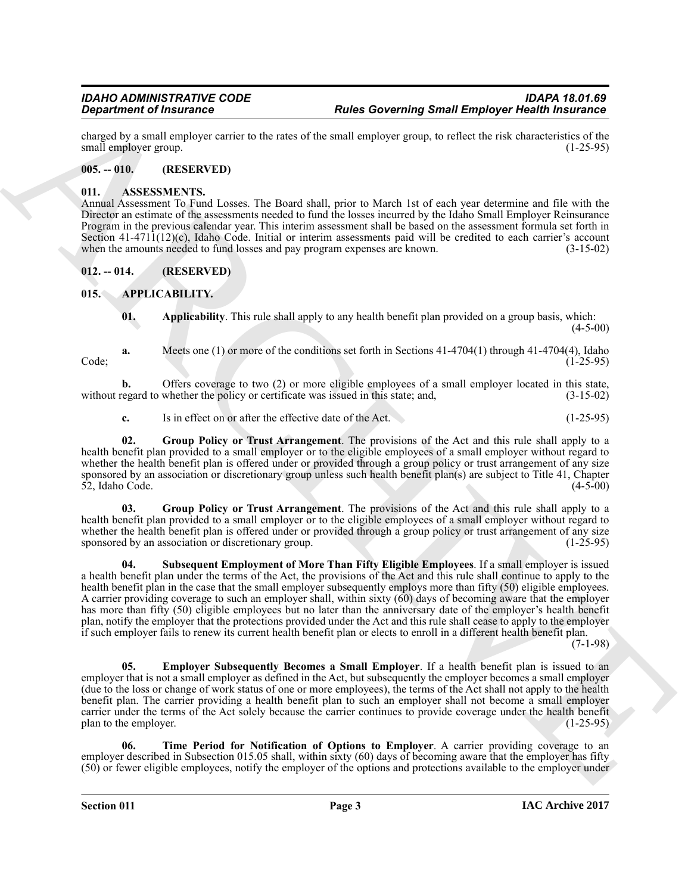charged by a small employer carrier to the rates of the small employer group, to reflect the risk characteristics of the small employer group. (1-25-95)

## 005. -- 010. (RESERVED)

## 011. ASSESSMENTS.

Annual Assessment To Fund Losses. The Board shall, prior to March 1st of each year determine and file with the Director an estimate of the assessments needed to fund the losses incurred by the Idaho Small Employer Reinsurance Program in the previous calendar year. This interim assessment shall be based on the assessment formula set forth in Section 41-4711(12)(c), Idaho Code. Initial or interim assessments paid will be credited to each carrier's account when the amounts needed to fund losses and pay program expenses are known. (3-15-02)

## 012. -- 014. (RESERVED)

## 015. APPLICABILITY.

**01. Applicability**. This rule shall apply to any health benefit plan provided on a group basis, which: (4-5-00)

**a.** Meets one (1) or more of the conditions set forth in Sections 41-4704(1) through 41-4704(4), Idaho Code; (1-25-95)

**b.** Offers coverage to two (2) or more eligible employees of a small employer located in this state, without regard to whether the policy or certificate was issued in this state; and, (3-15-02)

**c.** Is in effect on or after the effective date of the Act. (1-25-95)

**02. Group Policy or Trust Arrangement**. The provisions of the Act and this rule shall apply to a health benefit plan provided to a small employer or to the eligible employees of a small employer without regard to whether the health benefit plan is offered under or provided through a group policy or trust arrangement of any size sponsored by an association or discretionary group unless such health benefit plan(s) are subject to Title 41, Chapter 52, Idaho Code. (4-5-00)

**03. Group Policy or Trust Arrangement**. The provisions of the Act and this rule shall apply to a health benefit plan provided to a small employer or to the eligible employees of a small employer without regard to whether the health benefit plan is offered under or provided through a group policy or trust arrangement of any size sponsored by an association or discretionary group. (1-25-95)

**04. Subsequent Employment of More Than Fifty Eligible Employees**. If a small employer is issued a health benefit plan under the terms of the Act, the provisions of the Act and this rule shall continue to apply to the health benefit plan in the case that the small employer subsequently employs more than fifty (50) eligible employees. A carrier providing coverage to such an employer shall, within sixty (60) days of becoming aware that the employer has more than fifty (50) eligible employees but no later than the anniversary date of the employer's health benefit plan, notify the employer that the protections provided under the Act and this rule shall cease to apply to the employer if such employer fails to renew its current health benefit plan or elects to enroll in a different health benefit plan. (7-1-98)

**05. Employer Subsequently Becomes a Small Employer**. If a health benefit plan is issued to an employer that is not a small employer as defined in the Act, but subsequently the employer becomes a small employer (due to the loss or change of work status of one or more employees), the terms of the Act shall not apply to the health benefit plan. The carrier providing a health benefit plan to such an employer shall not become a small employer carrier under the terms of the Act solely because the carrier continues to provide coverage under the health benefit plan to the employer. (1-25-95)

**06. Time Period for Notification of Options to Employer**. A carrier providing coverage to an employer described in Subsection 015.05 shall, within sixty (60) days of becoming aware that the employer has fifty (50) or fewer eligible employees, notify the employer of the options and protections available to the employer under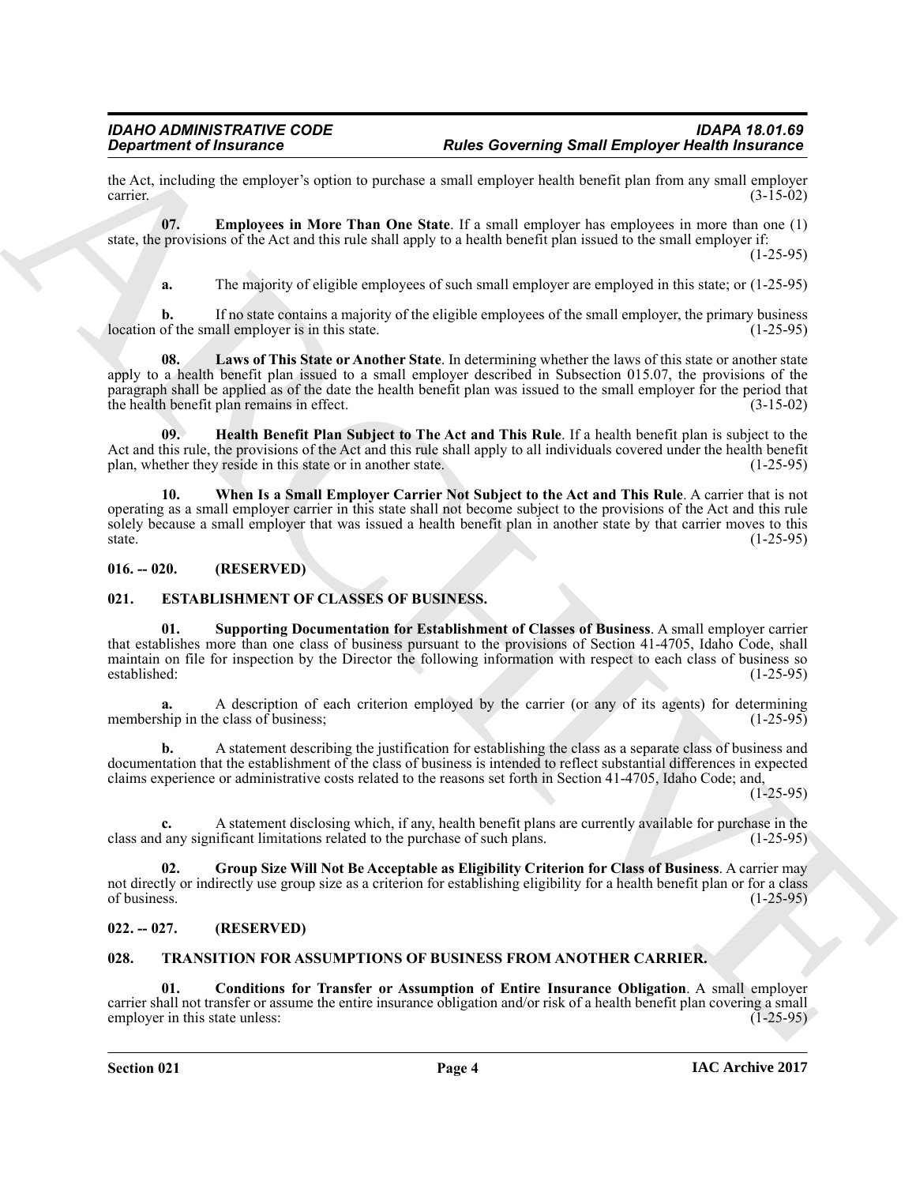the Act, including the employer's option to purchase a small employer health benefit plan from any small employer carrier. (3-15-02)

**07. Employees in More Than One State**. If a small employer has employees in more than one (1) state, the provisions of the Act and this rule shall apply to a health benefit plan issued to the small employer if: (1-25-95)

**a.** The majority of eligible employees of such small employer are employed in this state; or (1-25-95)

**b.** If no state contains a majority of the eligible employees of the small employer, the primary business location of the small employer is in this state. (1-25-95)

**08. Laws of This State or Another State**. In determining whether the laws of this state or another state apply to a health benefit plan issued to a small employer described in Subsection 015.07, the provisions of the paragraph shall be applied as of the date the health benefit plan was issued to the small employer for the period that the health benefit plan remains in effect. (3-15-02)

**09. Health Benefit Plan Subject to The Act and This Rule**. If a health benefit plan is subject to the Act and this rule, the provisions of the Act and this rule shall apply to all individuals covered under the health benefit plan, whether they reside in this state or in another state. (1-25-95)

**10. When Is a Small Employer Carrier Not Subject to the Act and This Rule**. A carrier that is not operating as a small employer carrier in this state shall not become subject to the provisions of the Act and this rule solely because a small employer that was issued a health benefit plan in another state by that carrier moves to this state. (1-25-95)

## 016. -- 020. (RESERVED)

## 021. ESTABLISHMENT OF CLASSES OF BUSINESS.

**01. Supporting Documentation for Establishment of Classes of Business**. A small employer carrier that establishes more than one class of business pursuant to the provisions of Section 41-4705, Idaho Code, shall maintain on file for inspection by the Director the following information with respect to each class of business so established: (1-25-95)

**a.** A description of each criterion employed by the carrier (or any of its agents) for determining membership in the class of business; (1-25-95)

**b.** A statement describing the justification for establishing the class as a separate class of business and documentation that the establishment of the class of business is intended to reflect substantial differences in expected claims experience or administrative costs related to the reasons set forth in Section 41-4705, Idaho Code; and, (1-25-95)

**c.** A statement disclosing which, if any, health benefit plans are currently available for purchase in the class and any significant limitations related to the purchase of such plans. (1-25-95)

**02. Group Size Will Not Be Acceptable as Eligibility Criterion for Class of Business**. A carrier may not directly or indirectly use group size as a criterion for establishing eligibility for a health benefit plan or for a class of business. (1-25-95)

## 022. -- 027. (RESERVED)

## 028. TRANSITION FOR ASSUMPTIONS OF BUSINESS FROM ANOTHER CARRIER.

**01. Conditions for Transfer or Assumption of Entire Insurance Obligation**. A small employer carrier shall not transfer or assume the entire insurance obligation and/or risk of a health benefit plan covering a small employer in this state unless: (1-25-95)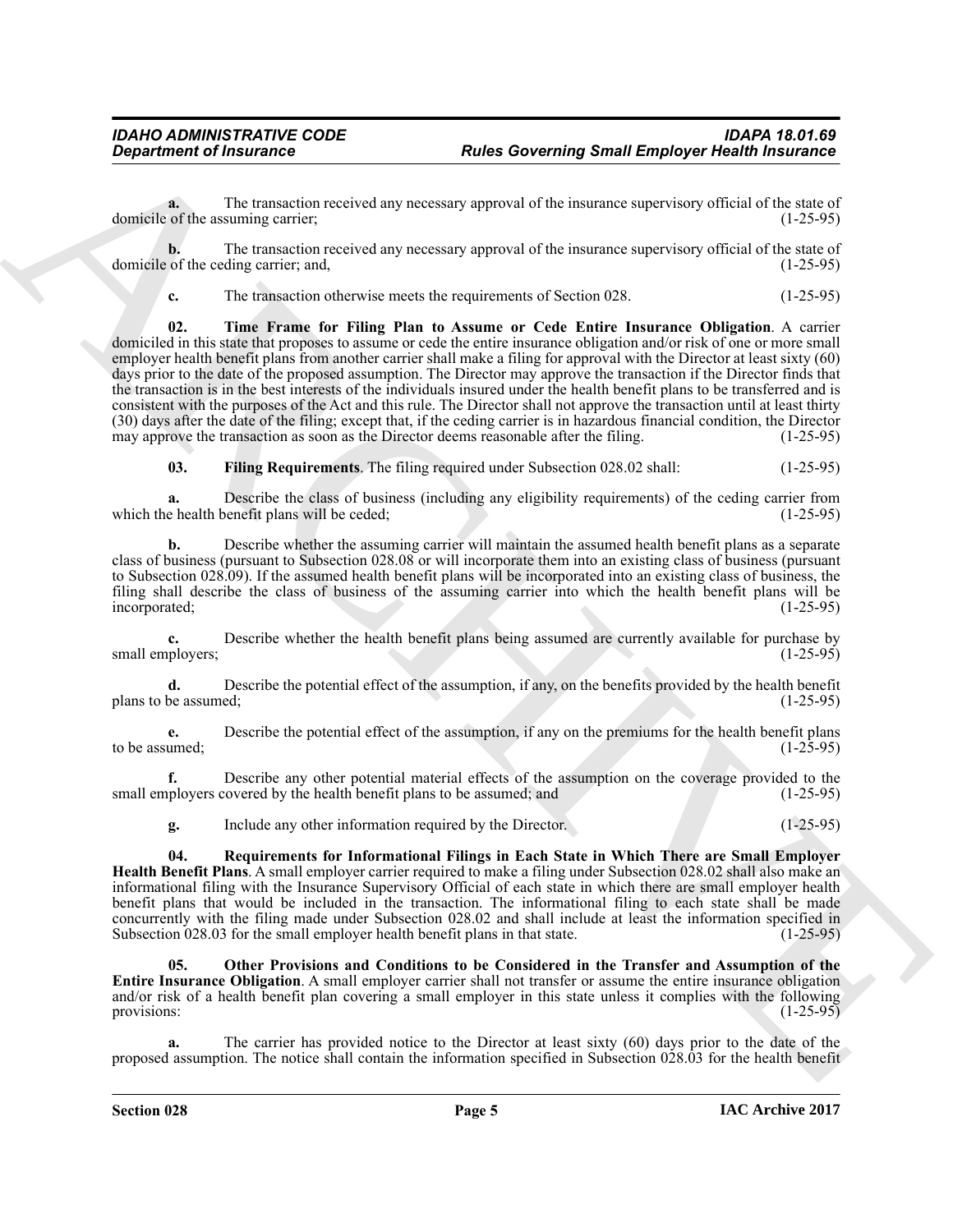**a.** The transaction received any necessary approval of the insurance supervisory official of the state of domicile of the assuming carrier; (1-25-95)

**b.** The transaction received any necessary approval of the insurance supervisory official of the state of domicile of the ceding carrier; and, (1-25-95)

**c.** The transaction otherwise meets the requirements of Section 028. (1-25-95)

**02. Time Frame for Filing Plan to Assume or Cede Entire Insurance Obligation**. A carrier domiciled in this state that proposes to assume or cede the entire insurance obligation and/or risk of one or more small employer health benefit plans from another carrier shall make a filing for approval with the Director at least sixty (60) days prior to the date of the proposed assumption. The Director may approve the transaction if the Director finds that the transaction is in the best interests of the individuals insured under the health benefit plans to be transferred and is consistent with the purposes of the Act and this rule. The Director shall not approve the transaction until at least thirty (30) days after the date of the filing; except that, if the ceding carrier is in hazardous financial condition, the Director may approve the transaction as soon as the Director deems reasonable after the filing. (1-25-95)

**03. Filing Requirements**. The filing required under Subsection 028.02 shall: (1-25-95)

**a.** Describe the class of business (including any eligibility requirements) of the ceding carrier from which the health benefit plans will be ceded; (1-25-95)

**b.** Describe whether the assuming carrier will maintain the assumed health benefit plans as a separate class of business (pursuant to Subsection 028.08 or will incorporate them into an existing class of business (pursuant to Subsection 028.09). If the assumed health benefit plans will be incorporated into an existing class of business, the filing shall describe the class of business of the assuming carrier into which the health benefit plans will be incorporated; (1-25-95)

**c.** Describe whether the health benefit plans being assumed are currently available for purchase by small employers; (1-25-95)

**d.** Describe the potential effect of the assumption, if any, on the benefits provided by the health benefit plans to be assumed; (1-25-95)

**e.** Describe the potential effect of the assumption, if any on the premiums for the health benefit plans to be assumed; (1-25-95)

**f.** Describe any other potential material effects of the assumption on the coverage provided to the small employers covered by the health benefit plans to be assumed; and (1-25-95)

**g.** Include any other information required by the Director. (1-25-95)

**04. Requirements for Informational Filings in Each State in Which There are Small Employer Health Benefit Plans**. A small employer carrier required to make a filing under Subsection 028.02 shall also make an informational filing with the Insurance Supervisory Official of each state in which there are small employer health benefit plans that would be included in the transaction. The informational filing to each state shall be made concurrently with the filing made under Subsection 028.02 and shall include at least the information specified in Subsection 028.03 for the small employer health benefit plans in that state. (1-25-95)

**05. Other Provisions and Conditions to be Considered in the Transfer and Assumption of the Entire Insurance Obligation**. A small employer carrier shall not transfer or assume the entire insurance obligation and/or risk of a health benefit plan covering a small employer in this state unless it complies with the following provisions: (1-25-95)

**a.** The carrier has provided notice to the Director at least sixty (60) days prior to the date of the proposed assumption. The notice shall contain the information specified in Subsection 028.03 for the health benefit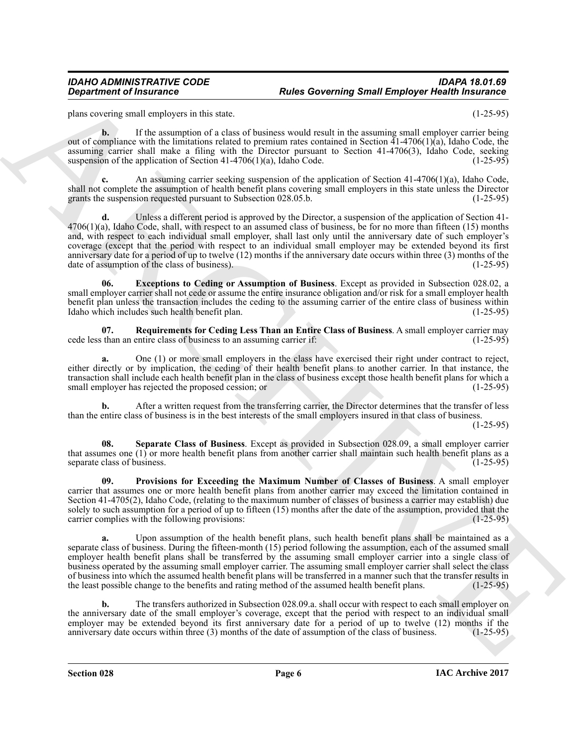plans covering small employers in this state. (1-25-95)

**b.** If the assumption of a class of business would result in the assuming small employer carrier being out of compliance with the limitations related to premium rates contained in Section 41-4706(1)(a), Idaho Code, the assuming carrier shall make a filing with the Director pursuant to Section 41-4706(3), Idaho Code, seeking suspension of the application of Section 41-4706(1)(a), Idaho Code. (1-25-95)

**c.** An assuming carrier seeking suspension of the application of Section 41-4706(1)(a), Idaho Code, shall not complete the assumption of health benefit plans covering small employers in this state unless the Director grants the suspension requested pursuant to Subsection 028.05.b. (1-25-95)

**d.** Unless a different period is approved by the Director, a suspension of the application of Section 41-4706(1)(a), Idaho Code, shall, with respect to an assumed class of business, be for no more than fifteen (15) months and, with respect to each individual small employer, shall last only until the anniversary date of such employer's coverage (except that the period with respect to an individual small employer may be extended beyond its first anniversary date for a period of up to twelve (12) months if the anniversary date occurs within three (3) months of the date of assumption of the class of business). (1-25-95)

**06. Exceptions to Ceding or Assumption of Business**. Except as provided in Subsection 028.02, a small employer carrier shall not cede or assume the entire insurance obligation and/or risk for a small employer health benefit plan unless the transaction includes the ceding to the assuming carrier of the entire class of business within Idaho which includes such health benefit plan. (1-25-95)

**07. Requirements for Ceding Less Than an Entire Class of Business**. A small employer carrier may cede less than an entire class of business to an assuming carrier if: (1-25-95)

**a.** One (1) or more small employers in the class have exercised their right under contract to reject, either directly or by implication, the ceding of their health benefit plans to another carrier. In that instance, the transaction shall include each health benefit plan in the class of business except those health benefit plans for which a small employer has rejected the proposed cession; or (1-25-95)

**b.** After a written request from the transferring carrier, the Director determines that the transfer of less than the entire class of business is in the best interests of the small employers insured in that class of business. (1-25-95)

**08. Separate Class of Business**. Except as provided in Subsection 028.09, a small employer carrier that assumes one (1) or more health benefit plans from another carrier shall maintain such health benefit plans as a separate class of business. (1-25-95)

**09. Provisions for Exceeding the Maximum Number of Classes of Business**. A small employer carrier that assumes one or more health benefit plans from another carrier may exceed the limitation contained in Section 41-4705(2), Idaho Code, (relating to the maximum number of classes of business a carrier may establish) due solely to such assumption for a period of up to fifteen (15) months after the date of the assumption, provided that the carrier complies with the following provisions: (1-25-95)

**a.** Upon assumption of the health benefit plans, such health benefit plans shall be maintained as a separate class of business. During the fifteen-month (15) period following the assumption, each of the assumed small employer health benefit plans shall be transferred by the assuming small employer carrier into a single class of business operated by the assuming small employer carrier. The assuming small employer carrier shall select the class of business into which the assumed health benefit plans will be transferred in a manner such that the transfer results in the least possible change to the benefits and rating method of the assumed health benefit plans. (1-25-95)

**b.** The transfers authorized in Subsection 028.09.a. shall occur with respect to each small employer on the anniversary date of the small employer's coverage, except that the period with respect to an individual small employer may be extended beyond its first anniversary date for a period of up to twelve (12) months if the anniversary date occurs within three (3) months of the date of assumption of the class of business. (1-25-95)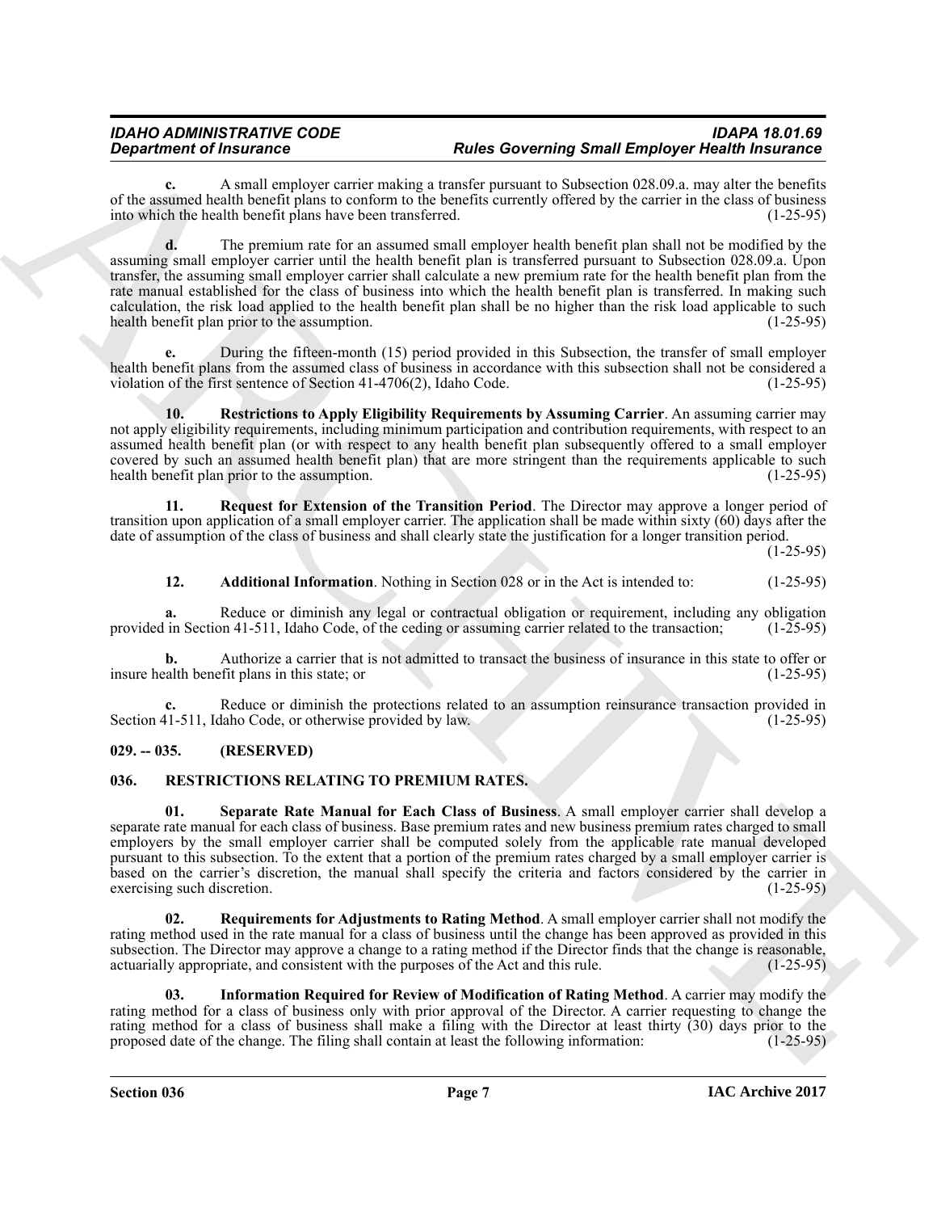**c.** A small employer carrier making a transfer pursuant to Subsection 028.09.a. may alter the benefits of the assumed health benefit plans to conform to the benefits currently offered by the carrier in the class of business into which the health benefit plans have been transferred. (1-25-95)

**d.** The premium rate for an assumed small employer health benefit plan shall not be modified by the assuming small employer carrier until the health benefit plan is transferred pursuant to Subsection 028.09.a. Upon transfer, the assuming small employer carrier shall calculate a new premium rate for the health benefit plan from the rate manual established for the class of business into which the health benefit plan is transferred. In making such calculation, the risk load applied to the health benefit plan shall be no higher than the risk load applicable to such health benefit plan prior to the assumption. (1-25-95)

**e.** During the fifteen-month (15) period provided in this Subsection, the transfer of small employer health benefit plans from the assumed class of business in accordance with this subsection shall not be considered a violation of the first sentence of Section 41-4706(2), Idaho Code. (1-25-95)

**10. Restrictions to Apply Eligibility Requirements by Assuming Carrier**. An assuming carrier may not apply eligibility requirements, including minimum participation and contribution requirements, with respect to an assumed health benefit plan (or with respect to any health benefit plan subsequently offered to a small employer covered by such an assumed health benefit plan) that are more stringent than the requirements applicable to such health benefit plan prior to the assumption. (1-25-95)

**11. Request for Extension of the Transition Period**. The Director may approve a longer period of transition upon application of a small employer carrier. The application shall be made within sixty (60) days after the date of assumption of the class of business and shall clearly state the justification for a longer transition period. (1-25-95)

**12. Additional Information**. Nothing in Section 028 or in the Act is intended to: (1-25-95)

**a.** Reduce or diminish any legal or contractual obligation or requirement, including any obligation provided in Section 41-511, Idaho Code, of the ceding or assuming carrier related to the transaction; (1-25-95)

**b.** Authorize a carrier that is not admitted to transact the business of insurance in this state to offer or insure health benefit plans in this state; or (1-25-95)

**c.** Reduce or diminish the protections related to an assumption reinsurance transaction provided in Section 41-511, Idaho Code, or otherwise provided by law. (1-25-95)

## 029. -- 035. (RESERVED)

## 036. RESTRICTIONS RELATING TO PREMIUM RATES.

**01. Separate Rate Manual for Each Class of Business**. A small employer carrier shall develop a separate rate manual for each class of business. Base premium rates and new business premium rates charged to small employers by the small employer carrier shall be computed solely from the applicable rate manual developed pursuant to this subsection. To the extent that a portion of the premium rates charged by a small employer carrier is based on the carrier's discretion, the manual shall specify the criteria and factors considered by the carrier in exercising such discretion. (1-25-95)

**02. Requirements for Adjustments to Rating Method**. A small employer carrier shall not modify the rating method used in the rate manual for a class of business until the change has been approved as provided in this subsection. The Director may approve a change to a rating method if the Director finds that the change is reasonable, actuarially appropriate, and consistent with the purposes of the Act and this rule. (1-25-95)

**03. Information Required for Review of Modification of Rating Method**. A carrier may modify the rating method for a class of business only with prior approval of the Director. A carrier requesting to change the rating method for a class of business shall make a filing with the Director at least thirty (30) days prior to the proposed date of the change. The filing shall contain at least the following information: (1-25-95)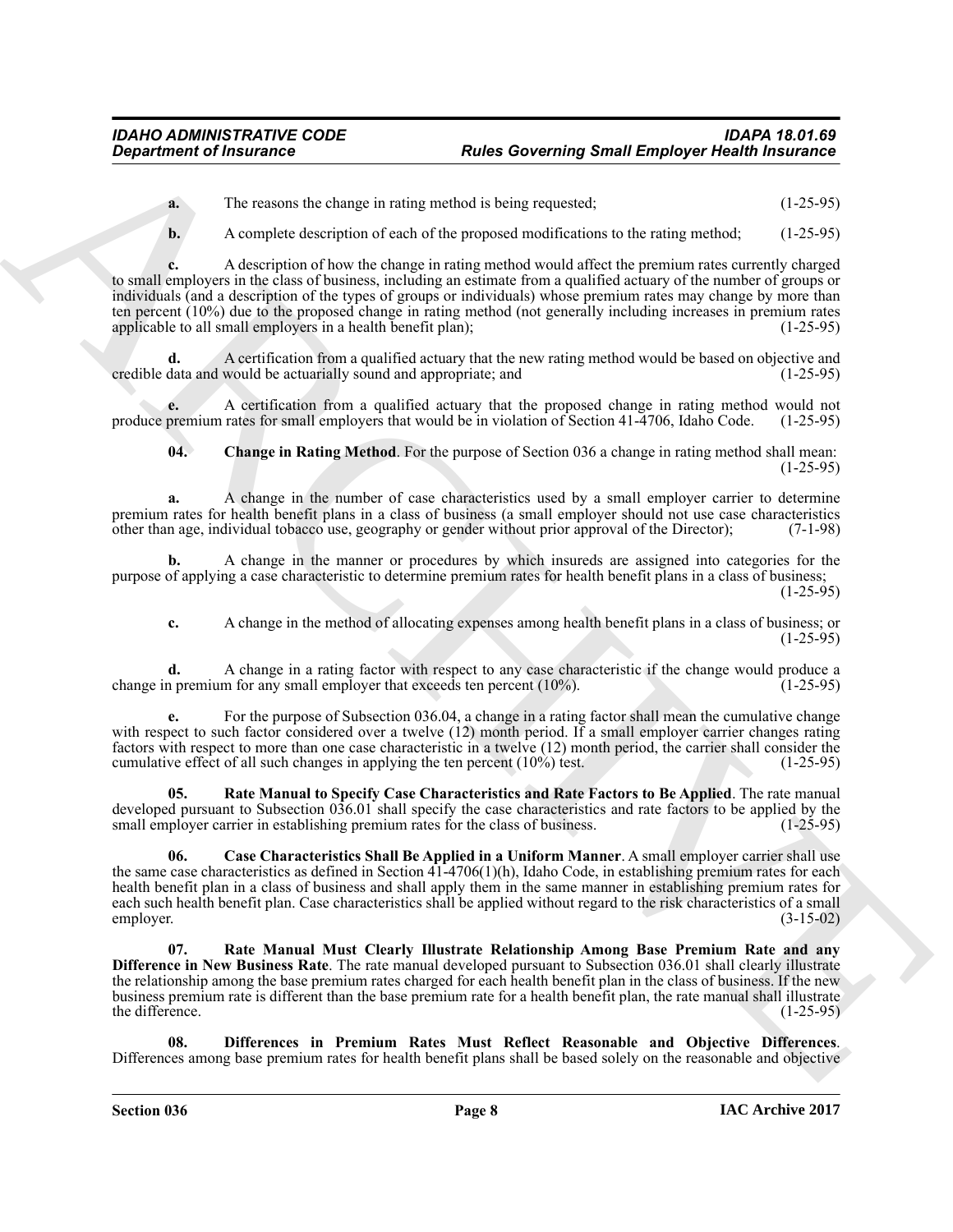**a.** The reasons the change in rating method is being requested; (1-25-95)

**b.** A complete description of each of the proposed modifications to the rating method; (1-25-95)

**c.** A description of how the change in rating method would affect the premium rates currently charged to small employers in the class of business, including an estimate from a qualified actuary of the number of groups or individuals (and a description of the types of groups or individuals) whose premium rates may change by more than ten percent (10%) due to the proposed change in rating method (not generally including increases in premium rates applicable to all small employers in a health benefit plan); (1-25-95)

**d.** A certification from a qualified actuary that the new rating method would be based on objective and credible data and would be actuarially sound and appropriate; and (1-25-95)

**e.** A certification from a qualified actuary that the proposed change in rating method would not produce premium rates for small employers that would be in violation of Section 41-4706, Idaho Code. (1-25-95)

**04. Change in Rating Method**. For the purpose of Section 036 a change in rating method shall mean: (1-25-95)

**a.** A change in the number of case characteristics used by a small employer carrier to determine premium rates for health benefit plans in a class of business (a small employer should not use case characteristics other than age, individual tobacco use, geography or gender without prior approval of the Director); (7-1-98)

**b.** A change in the manner or procedures by which insureds are assigned into categories for the purpose of applying a case characteristic to determine premium rates for health benefit plans in a class of business; (1-25-95)

**c.** A change in the method of allocating expenses among health benefit plans in a class of business; or (1-25-95)

**d.** A change in a rating factor with respect to any case characteristic if the change would produce a change in premium for any small employer that exceeds ten percent (10%). (1-25-95)

**e.** For the purpose of Subsection 036.04, a change in a rating factor shall mean the cumulative change with respect to such factor considered over a twelve (12) month period. If a small employer carrier changes rating factors with respect to more than one case characteristic in a twelve (12) month period, the carrier shall consider the cumulative effect of all such changes in applying the ten percent (10%) test. (1-25-95)

**05. Rate Manual to Specify Case Characteristics and Rate Factors to Be Applied**. The rate manual developed pursuant to Subsection 036.01 shall specify the case characteristics and rate factors to be applied by the small employer carrier in establishing premium rates for the class of business. (1-25-95)

**06. Case Characteristics Shall Be Applied in a Uniform Manner**. A small employer carrier shall use the same case characteristics as defined in Section 41-4706(1)(h), Idaho Code, in establishing premium rates for each health benefit plan in a class of business and shall apply them in the same manner in establishing premium rates for each such health benefit plan. Case characteristics shall be applied without regard to the risk characteristics of a small employer. (3-15-02)

**07. Rate Manual Must Clearly Illustrate Relationship Among Base Premium Rate and any Difference in New Business Rate**. The rate manual developed pursuant to Subsection 036.01 shall clearly illustrate the relationship among the base premium rates charged for each health benefit plan in the class of business. If the new business premium rate is different than the base premium rate for a health benefit plan, the rate manual shall illustrate the difference. (1-25-95)

**08. Differences in Premium Rates Must Reflect Reasonable and Objective Differences**. Differences among base premium rates for health benefit plans shall be based solely on the reasonable and objective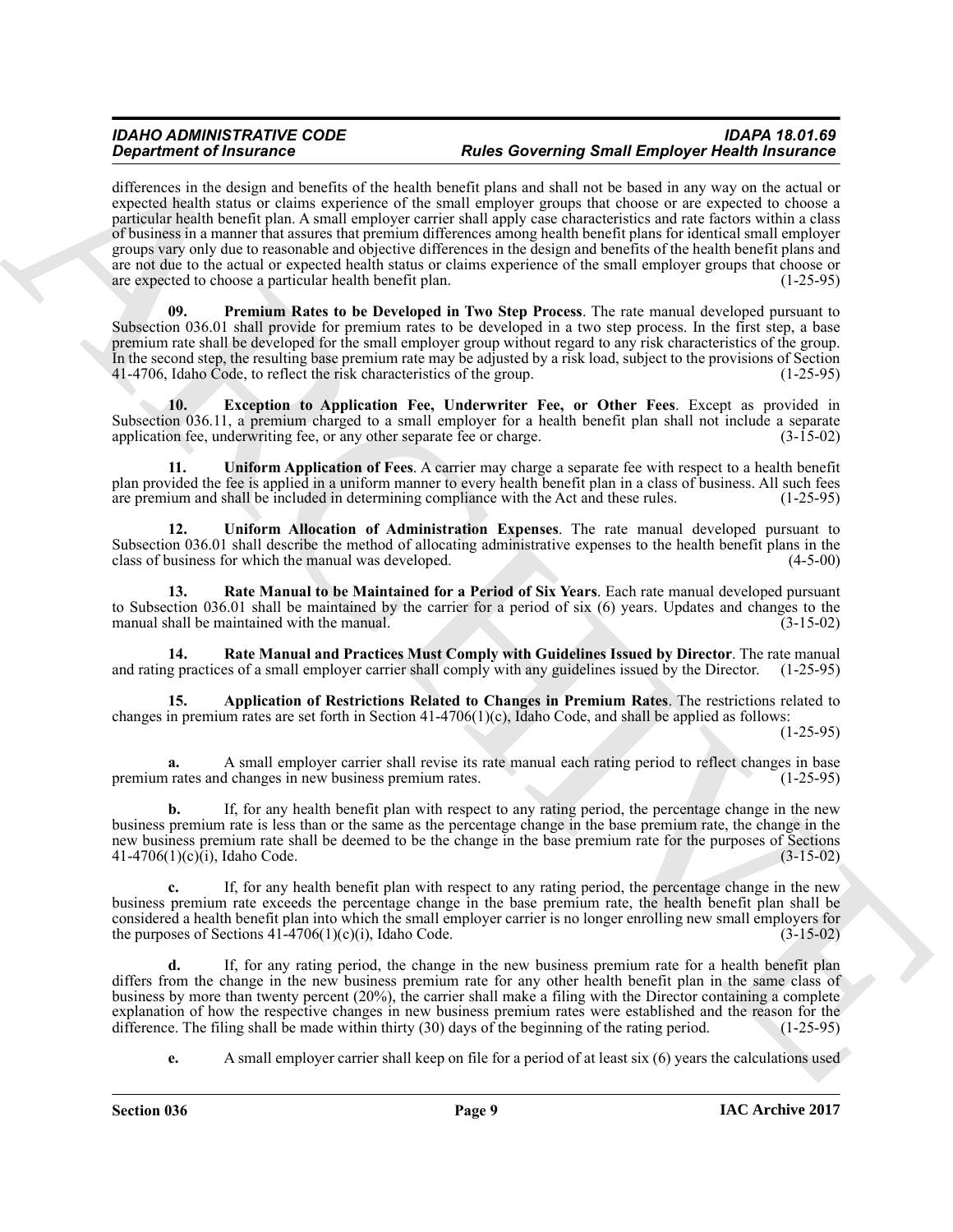differences in the design and benefits of the health benefit plans and shall not be based in any way on the actual or expected health status or claims experience of the small employer groups that choose or are expected to choose a particular health benefit plan. A small employer carrier shall apply case characteristics and rate factors within a class of business in a manner that assures that premium differences among health benefit plans for identical small employer groups vary only due to reasonable and objective differences in the design and benefits of the health benefit plans and are not due to the actual or expected health status or claims experience of the small employer groups that choose or are expected to choose a particular health benefit plan. (1-25-95)

**09. Premium Rates to be Developed in Two Step Process**. The rate manual developed pursuant to Subsection 036.01 shall provide for premium rates to be developed in a two step process. In the first step, a base premium rate shall be developed for the small employer group without regard to any risk characteristics of the group. In the second step, the resulting base premium rate may be adjusted by a risk load, subject to the provisions of Section 41-4706, Idaho Code, to reflect the risk characteristics of the group. (1-25-95)

**10. Exception to Application Fee, Underwriter Fee, or Other Fees**. Except as provided in Subsection 036.11, a premium charged to a small employer for a health benefit plan shall not include a separate application fee, underwriting fee, or any other separate fee or charge. (3-15-02)

**11. Uniform Application of Fees**. A carrier may charge a separate fee with respect to a health benefit plan provided the fee is applied in a uniform manner to every health benefit plan in a class of business. All such fees are premium and shall be included in determining compliance with the Act and these rules. (1-25-95)

**12. Uniform Allocation of Administration Expenses**. The rate manual developed pursuant to Subsection 036.01 shall describe the method of allocating administrative expenses to the health benefit plans in the class of business for which the manual was developed. (4-5-00)

**13. Rate Manual to be Maintained for a Period of Six Years**. Each rate manual developed pursuant to Subsection 036.01 shall be maintained by the carrier for a period of six (6) years. Updates and changes to the manual shall be maintained with the manual. (3-15-02)

**14. Rate Manual and Practices Must Comply with Guidelines Issued by Director**. The rate manual and rating practices of a small employer carrier shall comply with any guidelines issued by the Director. (1-25-95)

**15. Application of Restrictions Related to Changes in Premium Rates**. The restrictions related to changes in premium rates are set forth in Section 41-4706(1)(c), Idaho Code, and shall be applied as follows: (1-25-95)

**a.** A small employer carrier shall revise its rate manual each rating period to reflect changes in base premium rates and changes in new business premium rates. (1-25-95)

**b.** If, for any health benefit plan with respect to any rating period, the percentage change in the new business premium rate is less than or the same as the percentage change in the base premium rate, the change in the new business premium rate shall be deemed to be the change in the base premium rate for the purposes of Sections 41-4706(1)(c)(i), Idaho Code. (3-15-02)

**c.** If, for any health benefit plan with respect to any rating period, the percentage change in the new business premium rate exceeds the percentage change in the base premium rate, the health benefit plan shall be considered a health benefit plan into which the small employer carrier is no longer enrolling new small employers for the purposes of Sections 41-4706(1)(c)(i), Idaho Code. (3-15-02)

**d.** If, for any rating period, the change in the new business premium rate for a health benefit plan differs from the change in the new business premium rate for any other health benefit plan in the same class of business by more than twenty percent (20%), the carrier shall make a filing with the Director containing a complete explanation of how the respective changes in new business premium rates were established and the reason for the difference. The filing shall be made within thirty (30) days of the beginning of the rating period. (1-25-95)

**e.** A small employer carrier shall keep on file for a period of at least six (6) years the calculations used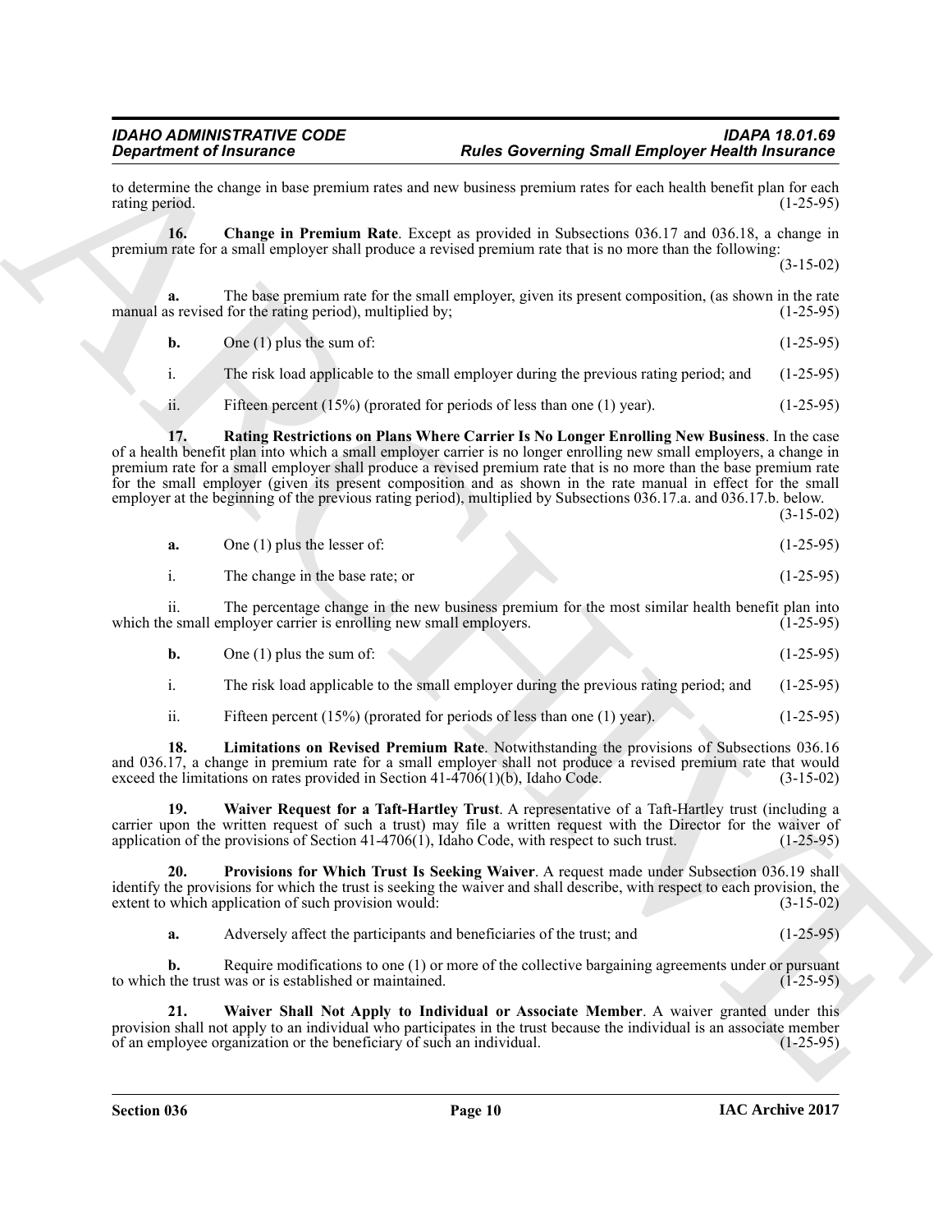to determine the change in base premium rates and new business premium rates for each health benefit plan for each rating period. (1-25-95)

**16. Change in Premium Rate**. Except as provided in Subsections 036.17 and 036.18, a change in premium rate for a small employer shall produce a revised premium rate that is no more than the following: (3-15-02)

**a.** The base premium rate for the small employer, given its present composition, (as shown in the rate manual as revised for the rating period), multiplied by; (1-25-95)

**b.** One (1) plus the sum of: (1-25-95)

i. The risk load applicable to the small employer during the previous rating period; and (1-25-95)

ii. Fifteen percent (15%) (prorated for periods of less than one (1) year). (1-25-95)

**17. Rating Restrictions on Plans Where Carrier Is No Longer Enrolling New Business**. In the case of a health benefit plan into which a small employer carrier is no longer enrolling new small employers, a change in premium rate for a small employer shall produce a revised premium rate that is no more than the base premium rate for the small employer (given its present composition and as shown in the rate manual in effect for the small employer at the beginning of the previous rating period), multiplied by Subsections 036.17.a. and 036.17.b. below. (3-15-02)

**a.** One (1) plus the lesser of: (1-25-95)

i. The change in the base rate; or (1-25-95)

ii. The percentage change in the new business premium for the most similar health benefit plan into which the small employer carrier is enrolling new small employers. (1-25-95)

**b.** One (1) plus the sum of: (1-25-95)

i. The risk load applicable to the small employer during the previous rating period; and (1-25-95)

ii. Fifteen percent (15%) (prorated for periods of less than one (1) year). (1-25-95)

**18. Limitations on Revised Premium Rate**. Notwithstanding the provisions of Subsections 036.16 and 036.17, a change in premium rate for a small employer shall not produce a revised premium rate that would exceed the limitations on rates provided in Section 41-4706(1)(b), Idaho Code. (3-15-02)

**19. Waiver Request for a Taft-Hartley Trust**. A representative of a Taft-Hartley trust (including a carrier upon the written request of such a trust) may file a written request with the Director for the waiver of application of the provisions of Section 41-4706(1), Idaho Code, with respect to such trust. (1-25-95)

**20. Provisions for Which Trust Is Seeking Waiver**. A request made under Subsection 036.19 shall identify the provisions for which the trust is seeking the waiver and shall describe, with respect to each provision, the extent to which application of such provision would: (3-15-02)

**a.** Adversely affect the participants and beneficiaries of the trust; and (1-25-95)

**b.** Require modifications to one (1) or more of the collective bargaining agreements under or pursuant to which the trust was or is established or maintained. (1-25-95)

**21. Waiver Shall Not Apply to Individual or Associate Member**. A waiver granted under this provision shall not apply to an individual who participates in the trust because the individual is an associate member of an employee organization or the beneficiary of such an individual. (1-25-95)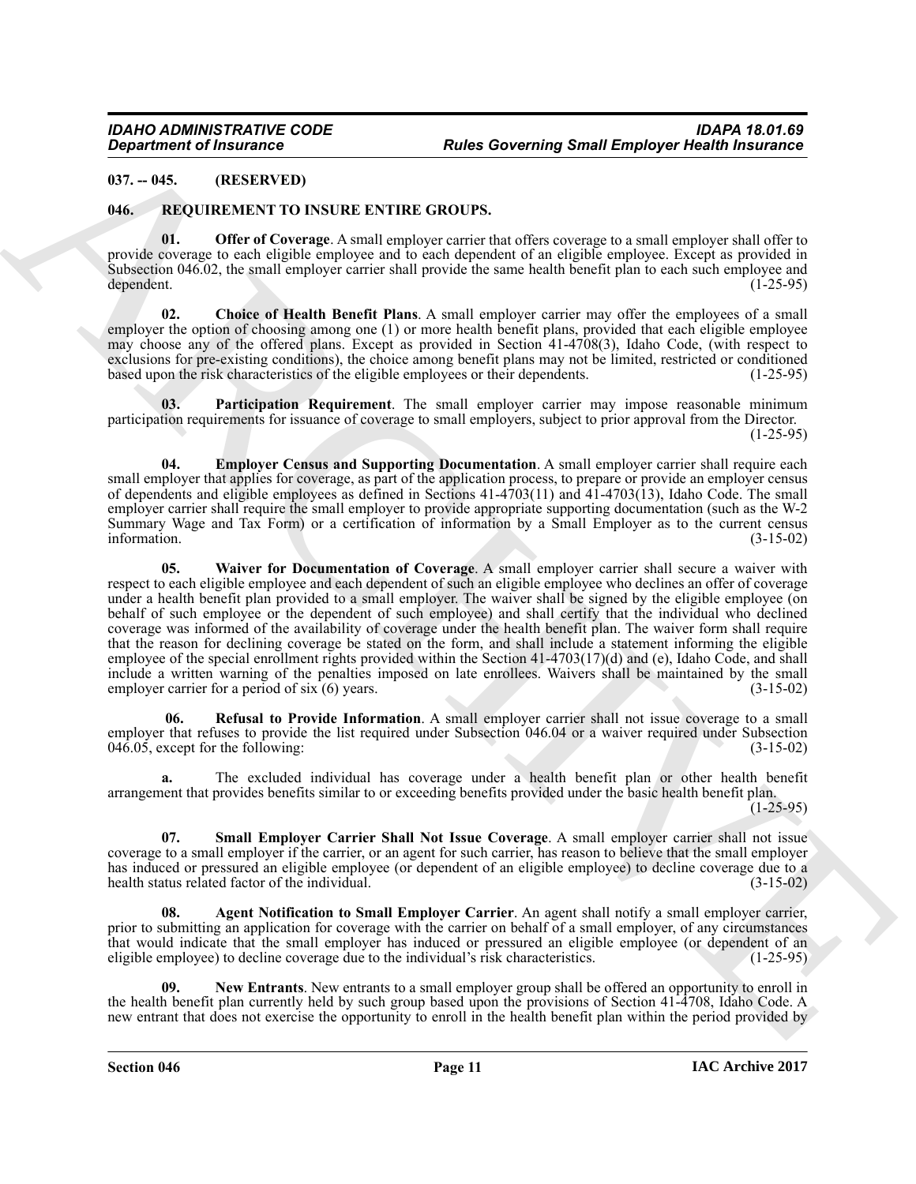## 037. -- 045. (RESERVED)

## 046. REQUIREMENT TO INSURE ENTIRE GROUPS.

**01. Offer of Coverage**. A small employer carrier that offers coverage to a small employer shall offer to provide coverage to each eligible employee and to each dependent of an eligible employee. Except as provided in Subsection 046.02, the small employer carrier shall provide the same health benefit plan to each such employee and dependent. (1-25-95)

**02. Choice of Health Benefit Plans**. A small employer carrier may offer the employees of a small employer the option of choosing among one (1) or more health benefit plans, provided that each eligible employee may choose any of the offered plans. Except as provided in Section 41-4708(3), Idaho Code, (with respect to exclusions for pre-existing conditions), the choice among benefit plans may not be limited, restricted or conditioned based upon the risk characteristics of the eligible employees or their dependents. (1-25-95)

**03. Participation Requirement**. The small employer carrier may impose reasonable minimum participation requirements for issuance of coverage to small employers, subject to prior approval from the Director. (1-25-95)

**04. Employer Census and Supporting Documentation**. A small employer carrier shall require each small employer that applies for coverage, as part of the application process, to prepare or provide an employer census of dependents and eligible employees as defined in Sections 41-4703(11) and 41-4703(13), Idaho Code. The small employer carrier shall require the small employer to provide appropriate supporting documentation (such as the W-2 Summary Wage and Tax Form) or a certification of information by a Small Employer as to the current census information. (3-15-02)

**05. Waiver for Documentation of Coverage**. A small employer carrier shall secure a waiver with respect to each eligible employee and each dependent of such an eligible employee who declines an offer of coverage under a health benefit plan provided to a small employer. The waiver shall be signed by the eligible employee (on behalf of such employee or the dependent of such employee) and shall certify that the individual who declined coverage was informed of the availability of coverage under the health benefit plan. The waiver form shall require that the reason for declining coverage be stated on the form, and shall include a statement informing the eligible employee of the special enrollment rights provided within the Section 41-4703(17)(d) and (e), Idaho Code, and shall include a written warning of the penalties imposed on late enrollees. Waivers shall be maintained by the small employer carrier for a period of six (6) years. (3-15-02)

**06. Refusal to Provide Information**. A small employer carrier shall not issue coverage to a small employer that refuses to provide the list required under Subsection 046.04 or a waiver required under Subsection 046.05, except for the following: (3-15-02)

**a.** The excluded individual has coverage under a health benefit plan or other health benefit arrangement that provides benefits similar to or exceeding benefits provided under the basic health benefit plan. (1-25-95)

**07. Small Employer Carrier Shall Not Issue Coverage**. A small employer carrier shall not issue coverage to a small employer if the carrier, or an agent for such carrier, has reason to believe that the small employer has induced or pressured an eligible employee (or dependent of an eligible employee) to decline coverage due to a health status related factor of the individual. (3-15-02)

**08. Agent Notification to Small Employer Carrier**. An agent shall notify a small employer carrier, prior to submitting an application for coverage with the carrier on behalf of a small employer, of any circumstances that would indicate that the small employer has induced or pressured an eligible employee (or dependent of an eligible employee) to decline coverage due to the individual's risk characteristics. (1-25-95)

**09. New Entrants**. New entrants to a small employer group shall be offered an opportunity to enroll in the health benefit plan currently held by such group based upon the provisions of Section 41-4708, Idaho Code. A new entrant that does not exercise the opportunity to enroll in the health benefit plan within the period provided by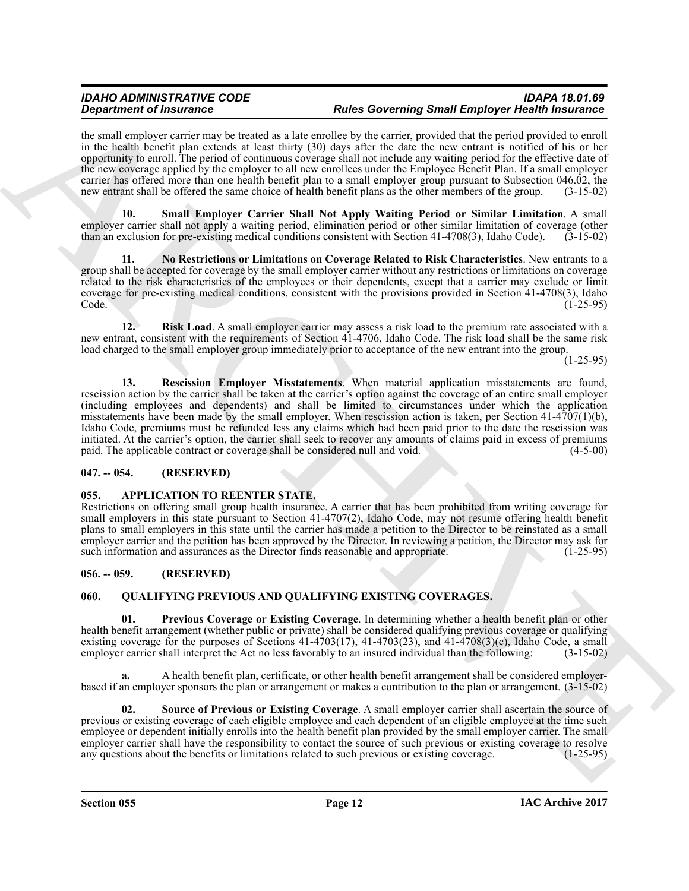the small employer carrier may be treated as a late enrollee by the carrier, provided that the period provided to enroll in the health benefit plan extends at least thirty (30) days after the date the new entrant is notified of his or her opportunity to enroll. The period of continuous coverage shall not include any waiting period for the effective date of the new coverage applied by the employer to all new enrollees under the Employee Benefit Plan. If a small employer carrier has offered more than one health benefit plan to a small employer group pursuant to Subsection 046.02, the new entrant shall be offered the same choice of health benefit plans as the other members of the group. (3-15-02)

**10. Small Employer Carrier Shall Not Apply Waiting Period or Similar Limitation**. A small employer carrier shall not apply a waiting period, elimination period or other similar limitation of coverage (other than an exclusion for pre-existing medical conditions consistent with Section 41-4708(3), Idaho Code). (3-15-02)

**11. No Restrictions or Limitations on Coverage Related to Risk Characteristics**. New entrants to a group shall be accepted for coverage by the small employer carrier without any restrictions or limitations on coverage related to the risk characteristics of the employees or their dependents, except that a carrier may exclude or limit coverage for pre-existing medical conditions, consistent with the provisions provided in Section 41-4708(3), Idaho Code. (1-25-95)

**12. Risk Load**. A small employer carrier may assess a risk load to the premium rate associated with a new entrant, consistent with the requirements of Section 41-4706, Idaho Code. The risk load shall be the same risk load charged to the small employer group immediately prior to acceptance of the new entrant into the group. (1-25-95)

**13. Rescission Employer Misstatements**. When material application misstatements are found, rescission action by the carrier shall be taken at the carrier's option against the coverage of an entire small employer (including employees and dependents) and shall be limited to circumstances under which the application misstatements have been made by the small employer. When rescission action is taken, per Section 41-4707(1)(b), Idaho Code, premiums must be refunded less any claims which had been paid prior to the date the rescission was initiated. At the carrier's option, the carrier shall seek to recover any amounts of claims paid in excess of premiums paid. The applicable contract or coverage shall be considered null and void. (4-5-00)

## 047. -- 054. (RESERVED)

## 055. APPLICATION TO REENTER STATE.

Restrictions on offering small group health insurance. A carrier that has been prohibited from writing coverage for small employers in this state pursuant to Section 41-4707(2), Idaho Code, may not resume offering health benefit plans to small employers in this state until the carrier has made a petition to the Director to be reinstated as a small employer carrier and the petition has been approved by the Director. In reviewing a petition, the Director may ask for such information and assurances as the Director finds reasonable and appropriate. (1-25-95)

## 056. -- 059. (RESERVED)

## 060. QUALIFYING PREVIOUS AND QUALIFYING EXISTING COVERAGES.

**01. Previous Coverage or Existing Coverage**. In determining whether a health benefit plan or other health benefit arrangement (whether public or private) shall be considered qualifying previous coverage or qualifying existing coverage for the purposes of Sections 41-4703(17), 41-4703(23), and 41-4708(3)(c), Idaho Code, a small employer carrier shall interpret the Act no less favorably to an insured individual than the following: (3-15-02)

**a.** A health benefit plan, certificate, or other health benefit arrangement shall be considered employer-based if an employer sponsors the plan or arrangement or makes a contribution to the plan or arrangement. (3-15-02)

**02. Source of Previous or Existing Coverage**. A small employer carrier shall ascertain the source of previous or existing coverage of each eligible employee and each dependent of an eligible employee at the time such employee or dependent initially enrolls into the health benefit plan provided by the small employer carrier. The small employer carrier shall have the responsibility to contact the source of such previous or existing coverage to resolve any questions about the benefits or limitations related to such previous or existing coverage. (1-25-95)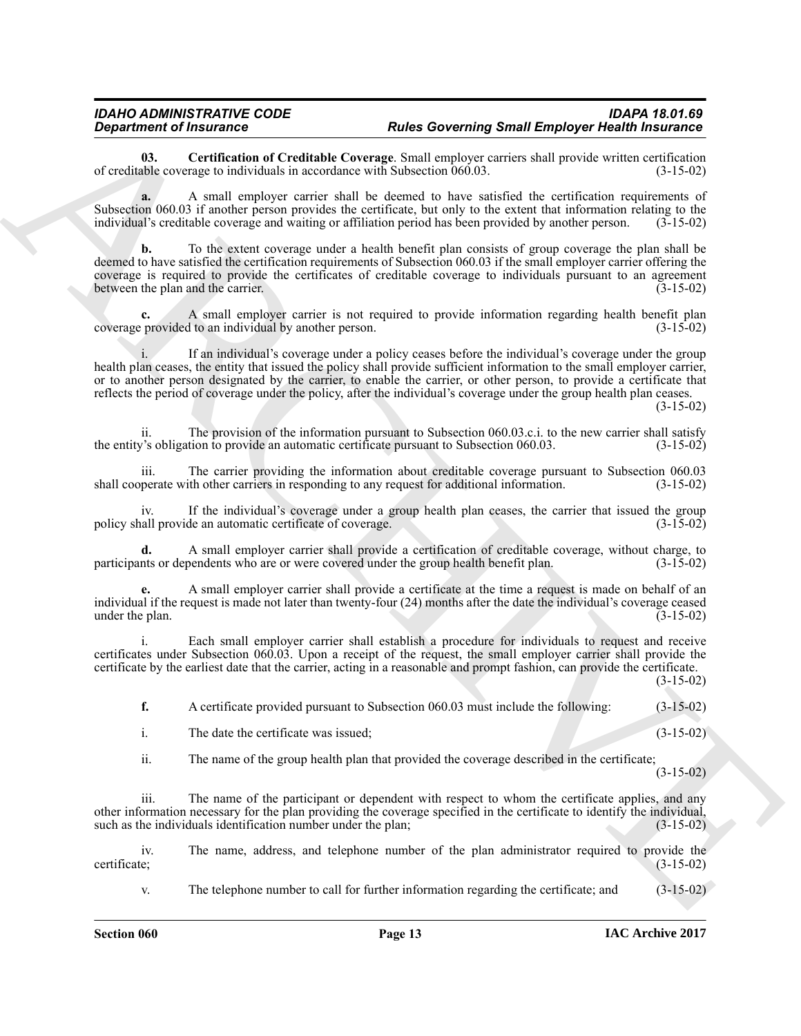**03. Certification of Creditable Coverage**. Small employer carriers shall provide written certification of creditable coverage to individuals in accordance with Subsection 060.03. (3-15-02)

**a.** A small employer carrier shall be deemed to have satisfied the certification requirements of Subsection 060.03 if another person provides the certificate, but only to the extent that information relating to the individual's creditable coverage and waiting or affiliation period has been provided by another person. (3-15-02)

**b.** To the extent coverage under a health benefit plan consists of group coverage the plan shall be deemed to have satisfied the certification requirements of Subsection 060.03 if the small employer carrier offering the coverage is required to provide the certificates of creditable coverage to individuals pursuant to an agreement between the plan and the carrier. (3-15-02)

**c.** A small employer carrier is not required to provide information regarding health benefit plan coverage provided to an individual by another person. (3-15-02)

i. If an individual's coverage under a policy ceases before the individual's coverage under the group health plan ceases, the entity that issued the policy shall provide sufficient information to the small employer carrier, or to another person designated by the carrier, to enable the carrier, or other person, to provide a certificate that reflects the period of coverage under the policy, after the individual's coverage under the group health plan ceases. (3-15-02)

ii. The provision of the information pursuant to Subsection 060.03.c.i. to the new carrier shall satisfy the entity's obligation to provide an automatic certificate pursuant to Subsection 060.03. (3-15-02)

iii. The carrier providing the information about creditable coverage pursuant to Subsection 060.03 shall cooperate with other carriers in responding to any request for additional information. (3-15-02)

iv. If the individual's coverage under a group health plan ceases, the carrier that issued the group policy shall provide an automatic certificate of coverage. (3-15-02)

**d.** A small employer carrier shall provide a certification of creditable coverage, without charge, to participants or dependents who are or were covered under the group health benefit plan. (3-15-02)

**e.** A small employer carrier shall provide a certificate at the time a request is made on behalf of an individual if the request is made not later than twenty-four (24) months after the date the individual's coverage ceased under the plan. (3-15-02)

i. Each small employer carrier shall establish a procedure for individuals to request and receive certificates under Subsection 060.03. Upon a receipt of the request, the small employer carrier shall provide the certificate by the earliest date that the carrier, acting in a reasonable and prompt fashion, can provide the certificate. (3-15-02)

**f.** A certificate provided pursuant to Subsection 060.03 must include the following: (3-15-02)

i. The date the certificate was issued; (3-15-02)

ii. The name of the group health plan that provided the coverage described in the certificate; (3-15-02)

iii. The name of the participant or dependent with respect to whom the certificate applies, and any other information necessary for the plan providing the coverage specified in the certificate to identify the individual, such as the individuals identification number under the plan; (3-15-02)

iv. The name, address, and telephone number of the plan administrator required to provide the certificate; (3-15-02)

v. The telephone number to call for further information regarding the certificate; and (3-15-02)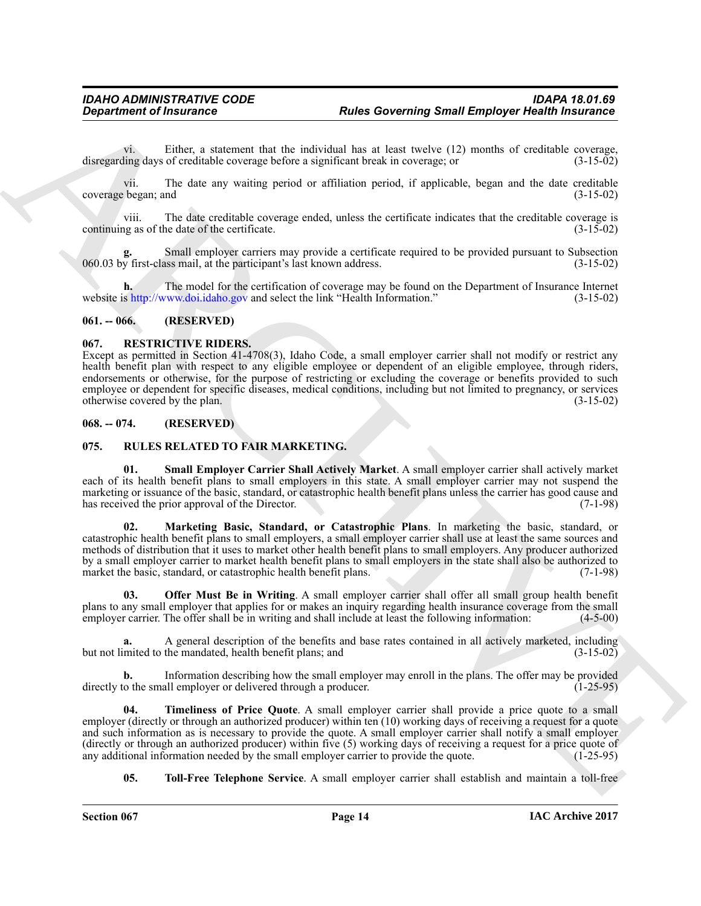vi. Either, a statement that the individual has at least twelve (12) months of creditable coverage, disregarding days of creditable coverage before a significant break in coverage; or (3-15-02)

vii. The date any waiting period or affiliation period, if applicable, began and the date creditable coverage began; and (3-15-02)

viii. The date creditable coverage ended, unless the certificate indicates that the creditable coverage is continuing as of the date of the certificate. (3-15-02)

**g.** Small employer carriers may provide a certificate required to be provided pursuant to Subsection 060.03 by first-class mail, at the participant's last known address. (3-15-02)

**h.** The model for the certification of coverage may be found on the Department of Insurance Internet website is http://www.doi.idaho.gov and select the link "Health Information." (3-15-02)

**061. -- 066. (RESERVED)**

**067. RESTRICTIVE RIDERS.**

Except as permitted in Section 41-4708(3), Idaho Code, a small employer carrier shall not modify or restrict any health benefit plan with respect to any eligible employee or dependent of an eligible employee, through riders, endorsements or otherwise, for the purpose of restricting or excluding the coverage or benefits provided to such employee or dependent for specific diseases, medical conditions, including but not limited to pregnancy, or services otherwise covered by the plan. (3-15-02)

**068. -- 074. (RESERVED)**

**075. RULES RELATED TO FAIR MARKETING.**

**01. Small Employer Carrier Shall Actively Market**. A small employer carrier shall actively market each of its health benefit plans to small employers in this state. A small employer carrier may not suspend the marketing or issuance of the basic, standard, or catastrophic health benefit plans unless the carrier has good cause and has received the prior approval of the Director. (7-1-98)

**02. Marketing Basic, Standard, or Catastrophic Plans**. In marketing the basic, standard, or catastrophic health benefit plans to small employers, a small employer carrier shall use at least the same sources and methods of distribution that it uses to market other health benefit plans to small employers. Any producer authorized by a small employer carrier to market health benefit plans to small employers in the state shall also be authorized to market the basic, standard, or catastrophic health benefit plans. (7-1-98)

**03. Offer Must Be in Writing**. A small employer carrier shall offer all small group health benefit plans to any small employer that applies for or makes an inquiry regarding health insurance coverage from the small employer carrier. The offer shall be in writing and shall include at least the following information: (4-5-00)

**a.** A general description of the benefits and base rates contained in all actively marketed, including but not limited to the mandated, health benefit plans; and (3-15-02)

**b.** Information describing how the small employer may enroll in the plans. The offer may be provided directly to the small employer or delivered through a producer. (1-25-95)

**04. Timeliness of Price Quote**. A small employer carrier shall provide a price quote to a small employer (directly or through an authorized producer) within ten (10) working days of receiving a request for a quote and such information as is necessary to provide the quote. A small employer carrier shall notify a small employer (directly or through an authorized producer) within five (5) working days of receiving a request for a price quote of any additional information needed by the small employer carrier to provide the quote. (1-25-95)

**05. Toll-Free Telephone Service**. A small employer carrier shall establish and maintain a toll-free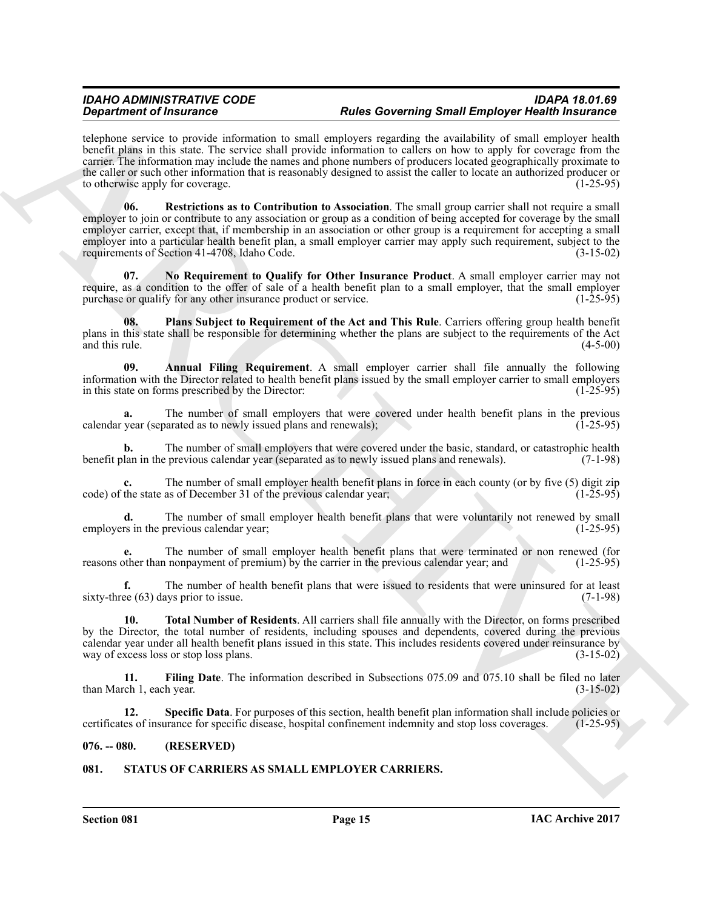telephone service to provide information to small employers regarding the availability of small employer health benefit plans in this state. The service shall provide information to callers on how to apply for coverage from the carrier. The information may include the names and phone numbers of producers located geographically proximate to the caller or such other information that is reasonably designed to assist the caller to locate an authorized producer or to otherwise apply for coverage. (1-25-95)

**06. Restrictions as to Contribution to Association**. The small group carrier shall not require a small employer to join or contribute to any association or group as a condition of being accepted for coverage by the small employer carrier, except that, if membership in an association or other group is a requirement for accepting a small employer into a particular health benefit plan, a small employer carrier may apply such requirement, subject to the requirements of Section 41-4708, Idaho Code. (3-15-02)

**07. No Requirement to Qualify for Other Insurance Product**. A small employer carrier may not require, as a condition to the offer of sale of a health benefit plan to a small employer, that the small employer purchase or qualify for any other insurance product or service. (1-25-95)

**08. Plans Subject to Requirement of the Act and This Rule**. Carriers offering group health benefit plans in this state shall be responsible for determining whether the plans are subject to the requirements of the Act and this rule. (4-5-00)

**09. Annual Filing Requirement**. A small employer carrier shall file annually the following information with the Director related to health benefit plans issued by the small employer carrier to small employers in this state on forms prescribed by the Director: (1-25-95)

**a.** The number of small employers that were covered under health benefit plans in the previous calendar year (separated as to newly issued plans and renewals); (1-25-95)

**b.** The number of small employers that were covered under the basic, standard, or catastrophic health benefit plan in the previous calendar year (separated as to newly issued plans and renewals). (7-1-98)

**c.** The number of small employer health benefit plans in force in each county (or by five (5) digit zip code) of the state as of December 31 of the previous calendar year; (1-25-95)

**d.** The number of small employer health benefit plans that were voluntarily not renewed by small employers in the previous calendar year; (1-25-95)

**e.** The number of small employer health benefit plans that were terminated or non renewed (for reasons other than nonpayment of premium) by the carrier in the previous calendar year; and (1-25-95)

**f.** The number of health benefit plans that were issued to residents that were uninsured for at least sixty-three (63) days prior to issue. (7-1-98)

**10. Total Number of Residents**. All carriers shall file annually with the Director, on forms prescribed by the Director, the total number of residents, including spouses and dependents, covered during the previous calendar year under all health benefit plans issued in this state. This includes residents covered under reinsurance by way of excess loss or stop loss plans. (3-15-02)

**11. Filing Date**. The information described in Subsections 075.09 and 075.10 shall be filed no later than March 1, each year. (3-15-02)

**12. Specific Data**. For purposes of this section, health benefit plan information shall include policies or certificates of insurance for specific disease, hospital confinement indemnity and stop loss coverages. (1-25-95)

## 076. -- 080. (RESERVED)

## 081. STATUS OF CARRIERS AS SMALL EMPLOYER CARRIERS.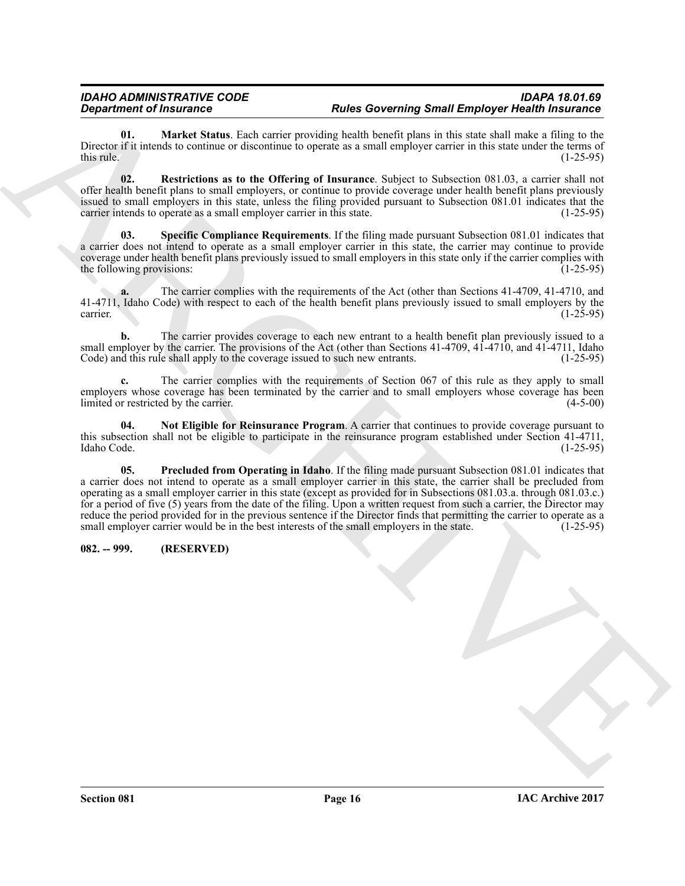**01. Market Status**. Each carrier providing health benefit plans in this state shall make a filing to the Director if it intends to continue or discontinue to operate as a small employer carrier in this state under the terms of this rule. (1-25-95)

**02. Restrictions as to the Offering of Insurance**. Subject to Subsection 081.03, a carrier shall not offer health benefit plans to small employers, or continue to provide coverage under health benefit plans previously issued to small employers in this state, unless the filing provided pursuant to Subsection 081.01 indicates that the carrier intends to operate as a small employer carrier in this state. (1-25-95)

**03. Specific Compliance Requirements**. If the filing made pursuant Subsection 081.01 indicates that a carrier does not intend to operate as a small employer carrier in this state, the carrier may continue to provide coverage under health benefit plans previously issued to small employers in this state only if the carrier complies with the following provisions: (1-25-95)

**a.** The carrier complies with the requirements of the Act (other than Sections 41-4709, 41-4710, and 41-4711, Idaho Code) with respect to each of the health benefit plans previously issued to small employers by the carrier. (1-25-95)

**b.** The carrier provides coverage to each new entrant to a health benefit plan previously issued to a small employer by the carrier. The provisions of the Act (other than Sections 41-4709, 41-4710, and 41-4711, Idaho Code) and this rule shall apply to the coverage issued to such new entrants. (1-25-95)

**c.** The carrier complies with the requirements of Section 067 of this rule as they apply to small employers whose coverage has been terminated by the carrier and to small employers whose coverage has been limited or restricted by the carrier. (4-5-00)

**04. Not Eligible for Reinsurance Program**. A carrier that continues to provide coverage pursuant to this subsection shall not be eligible to participate in the reinsurance program established under Section 41-4711, Idaho Code. (1-25-95)

**05. Precluded from Operating in Idaho**. If the filing made pursuant Subsection 081.01 indicates that a carrier does not intend to operate as a small employer carrier in this state, the carrier shall be precluded from operating as a small employer carrier in this state (except as provided for in Subsections 081.03.a. through 081.03.c.) for a period of five (5) years from the date of the filing. Upon a written request from such a carrier, the Director may reduce the period provided for in the previous sentence if the Director finds that permitting the carrier to operate as a small employer carrier would be in the best interests of the small employers in the state. (1-25-95)

**082. -- 999. (RESERVED)**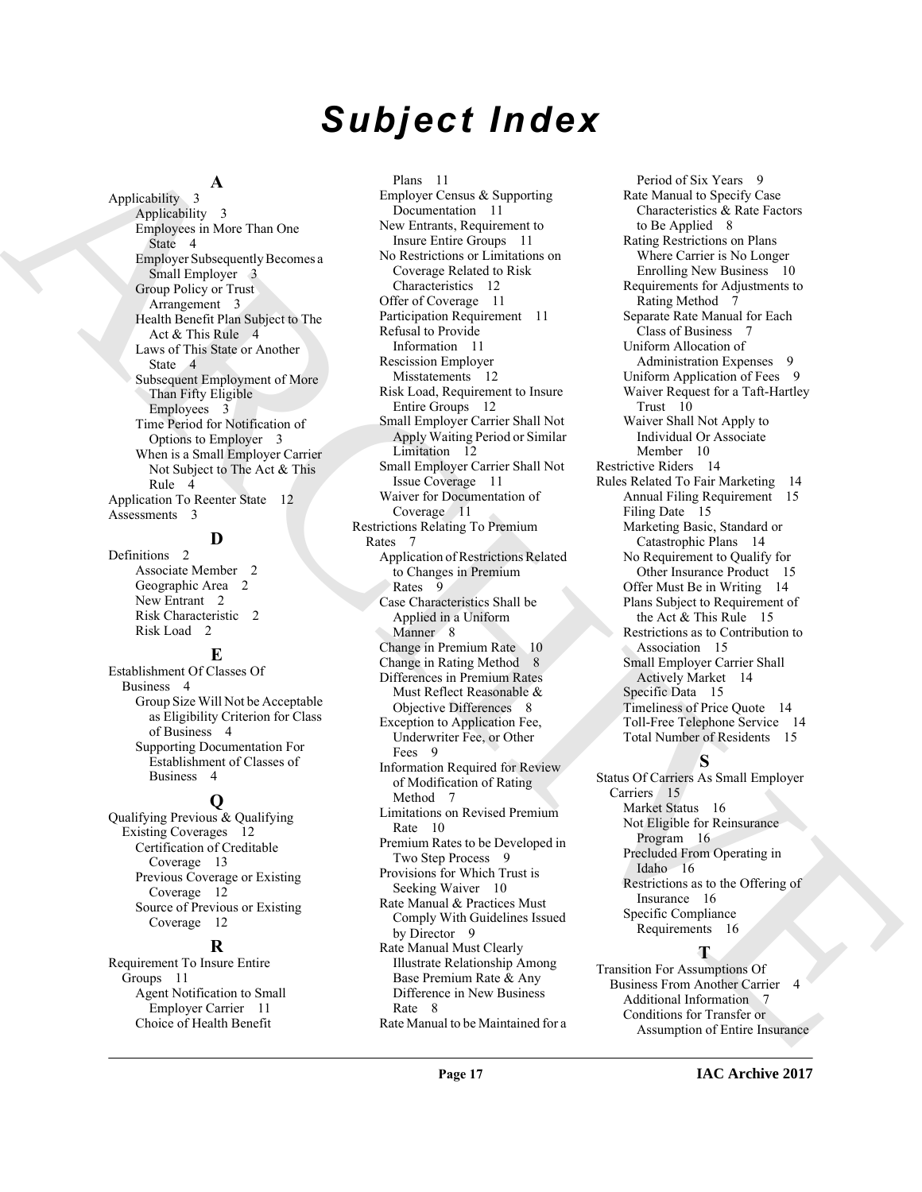# Subject Index

**A**

Applicability 3
- Applicability 3
- Employees in More Than One State 4
- Employer Subsequently Becomes a Small Employer 3
- Group Policy or Trust Arrangement 3
- Health Benefit Plan Subject to The Act & This Rule 4
- Laws of This State or Another State 4
- Subsequent Employment of More Than Fifty Eligible Employees 3
- Time Period for Notification of Options to Employer 3
- When is a Small Employer Carrier Not Subject to The Act & This Rule 4

Application To Reenter State 12

Assessments 3

**D**

Definitions 2
- Associate Member 2
- Geographic Area 2
- New Entrant 2
- Risk Characteristic 2
- Risk Load 2

**E**

Establishment Of Classes Of Business 4
- Group Size Will Not be Acceptable as Eligibility Criterion for Class of Business 4
- Supporting Documentation For Establishment of Classes of Business 4

**Q**

Qualifying Previous & Qualifying Existing Coverages 12
- Certification of Creditable Coverage 13
- Previous Coverage or Existing Coverage 12
- Source of Previous or Existing Coverage 12

**R**

Requirement To Insure Entire Groups 11
- Agent Notification to Small Employer Carrier 11
- Choice of Health Benefit Plans 11
- Employer Census & Supporting Documentation 11
- New Entrants, Requirement to Insure Entire Groups 11
- No Restrictions or Limitations on Coverage Related to Risk Characteristics 12
- Offer of Coverage 11
- Participation Requirement 11
- Refusal to Provide Information 11
- Rescission Employer Misstatements 12
- Risk Load, Requirement to Insure Entire Groups 12
- Small Employer Carrier Shall Not Apply Waiting Period or Similar Limitation 12
- Small Employer Carrier Shall Not Issue Coverage 11
- Waiver for Documentation of Coverage 11

Restrictions Relating To Premium Rates 7
- Application of Restrictions Related to Changes in Premium Rates 9
- Case Characteristics Shall be Applied in a Uniform Manner 8
- Change in Premium Rate 10
- Change in Rating Method 8
- Differences in Premium Rates Must Reflect Reasonable & Objective Differences 8
- Exception to Application Fee, Underwriter Fee, or Other Fees 9
- Information Required for Review of Modification of Rating Method 7
- Limitations on Revised Premium Rate 10
- Premium Rates to be Developed in Two Step Process 9
- Provisions for Which Trust is Seeking Waiver 10
- Rate Manual & Practices Must Comply With Guidelines Issued by Director 9
- Rate Manual Must Clearly Illustrate Relationship Among Base Premium Rate & Any Difference in New Business Rate 8
- Rate Manual to be Maintained for a Period of Six Years 9
- Rate Manual to Specify Case Characteristics & Rate Factors to Be Applied 8
- Rating Restrictions on Plans Where Carrier is No Longer Enrolling New Business 10
- Requirements for Adjustments to Rating Method 7
- Separate Rate Manual for Each Class of Business 7
- Uniform Allocation of Administration Expenses 9
- Uniform Application of Fees 9
- Waiver Request for a Taft-Hartley Trust 10
- Waiver Shall Not Apply to Individual Or Associate Member 10

Restrictive Riders 14

Rules Related To Fair Marketing 14
- Annual Filing Requirement 15
- Filing Date 15
- Marketing Basic, Standard or Catastrophic Plans 14
- No Requirement to Qualify for Other Insurance Product 15
- Offer Must Be in Writing 14
- Plans Subject to Requirement of the Act & This Rule 15
- Restrictions as to Contribution to Association 15
- Small Employer Carrier Shall Actively Market 14
- Specific Data 15
- Timeliness of Price Quote 14
- Toll-Free Telephone Service 14
- Total Number of Residents 15

**S**

Status Of Carriers As Small Employer Carriers 15
- Market Status 16
- Not Eligible for Reinsurance Program 16
- Precluded From Operating in Idaho 16
- Restrictions as to the Offering of Insurance 16
- Specific Compliance Requirements 16

**T**

Transition For Assumptions Of Business From Another Carrier 4
- Additional Information 7
- Conditions for Transfer or Assumption of Entire Insurance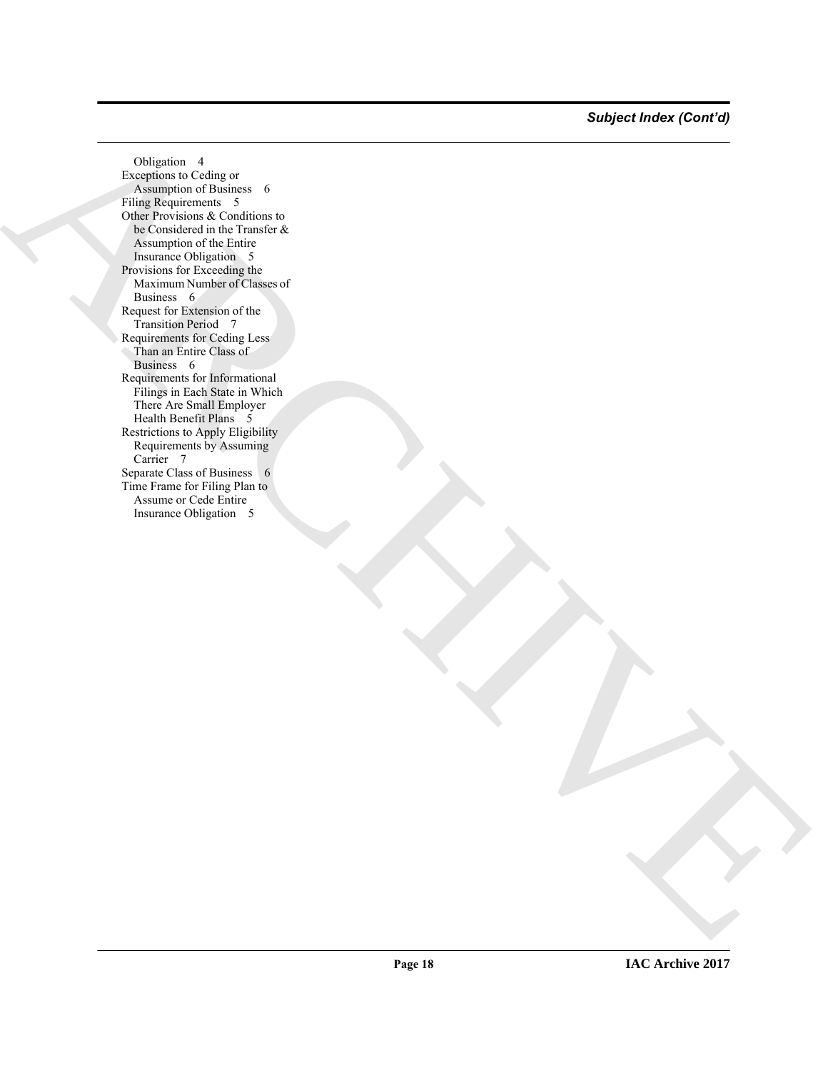Obligation 4

Exceptions to Ceding or Assumption of Business 6

Filing Requirements 5

Other Provisions & Conditions to be Considered in the Transfer & Assumption of the Entire Insurance Obligation 5

Provisions for Exceeding the Maximum Number of Classes of Business 6

Request for Extension of the Transition Period 7

Requirements for Ceding Less Than an Entire Class of Business 6

Requirements for Informational Filings in Each State in Which There Are Small Employer Health Benefit Plans 5

Restrictions to Apply Eligibility Requirements by Assuming Carrier 7

Separate Class of Business 6

Time Frame for Filing Plan to Assume or Cede Entire Insurance Obligation 5